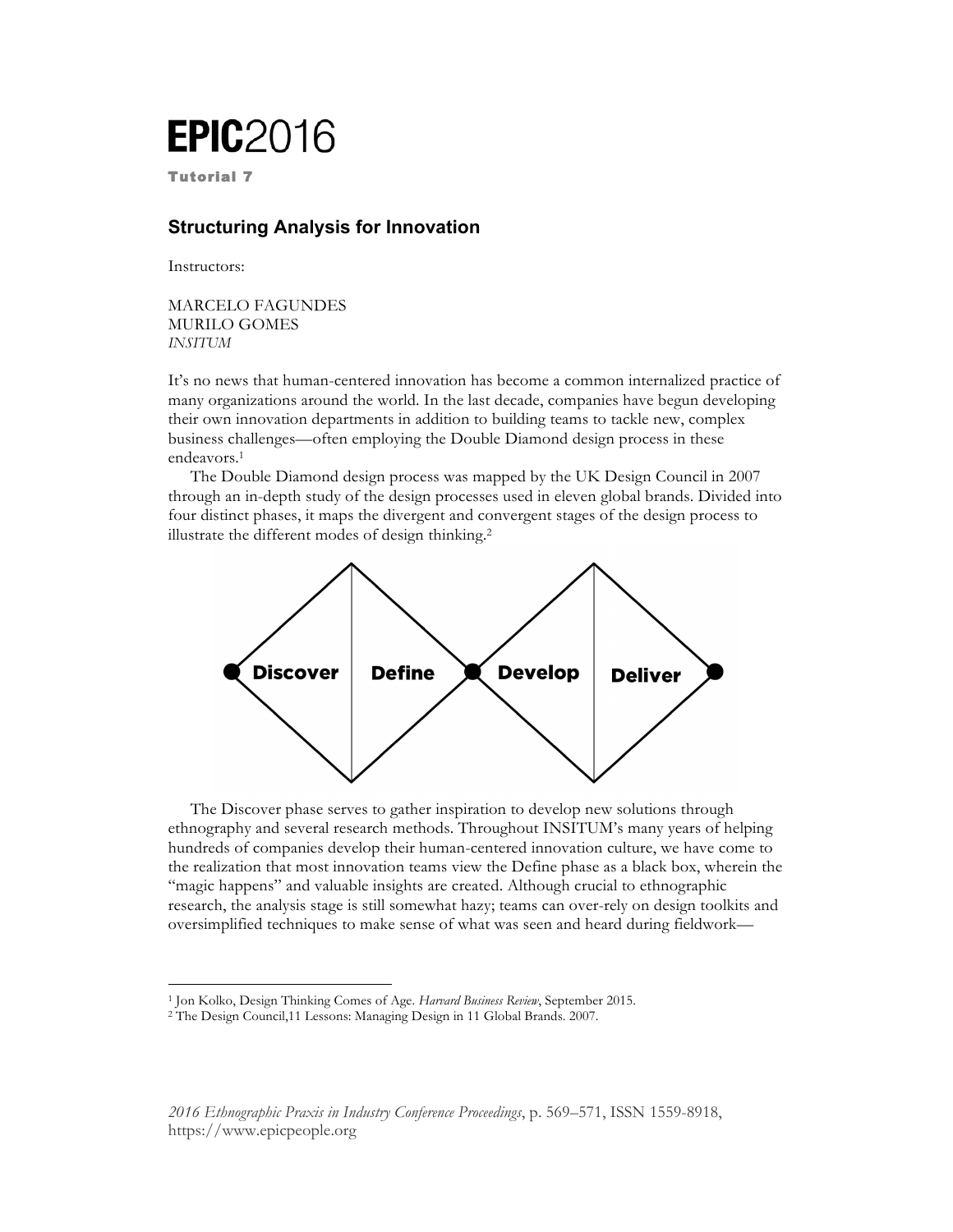# EPIC2016

**Tutorial 7**

## Structuring Analysis for Innovation

Instructors:

MARCELO FAGUNDES
MURILO GOMES
*INSITUM*

It's no news that human-centered innovation has become a common internalized practice of many organizations around the world. In the last decade, companies have begun developing their own innovation departments in addition to building teams to tackle new, complex business challenges—often employing the Double Diamond design process in these endeavors.[1]

The Double Diamond design process was mapped by the UK Design Council in 2007 through an in-depth study of the design processes used in eleven global brands. Divided into four distinct phases, it maps the divergent and convergent stages of the design process to illustrate the different modes of design thinking.[2]

Discover | Define | Develop | Deliver

The Discover phase serves to gather inspiration to develop new solutions through ethnography and several research methods. Throughout INSITUM's many years of helping hundreds of companies develop their human-centered innovation culture, we have come to the realization that most innovation teams view the Define phase as a black box, wherein the "magic happens" and valuable insights are created. Although crucial to ethnographic research, the analysis stage is still somewhat hazy; teams can over-rely on design toolkits and oversimplified techniques to make sense of what was seen and heard during fieldwork—

[1] Jon Kolko, Design Thinking Comes of Age. *Harvard Business Review*, September 2015.

[2] The Design Council,11 Lessons: Managing Design in 11 Global Brands. 2007.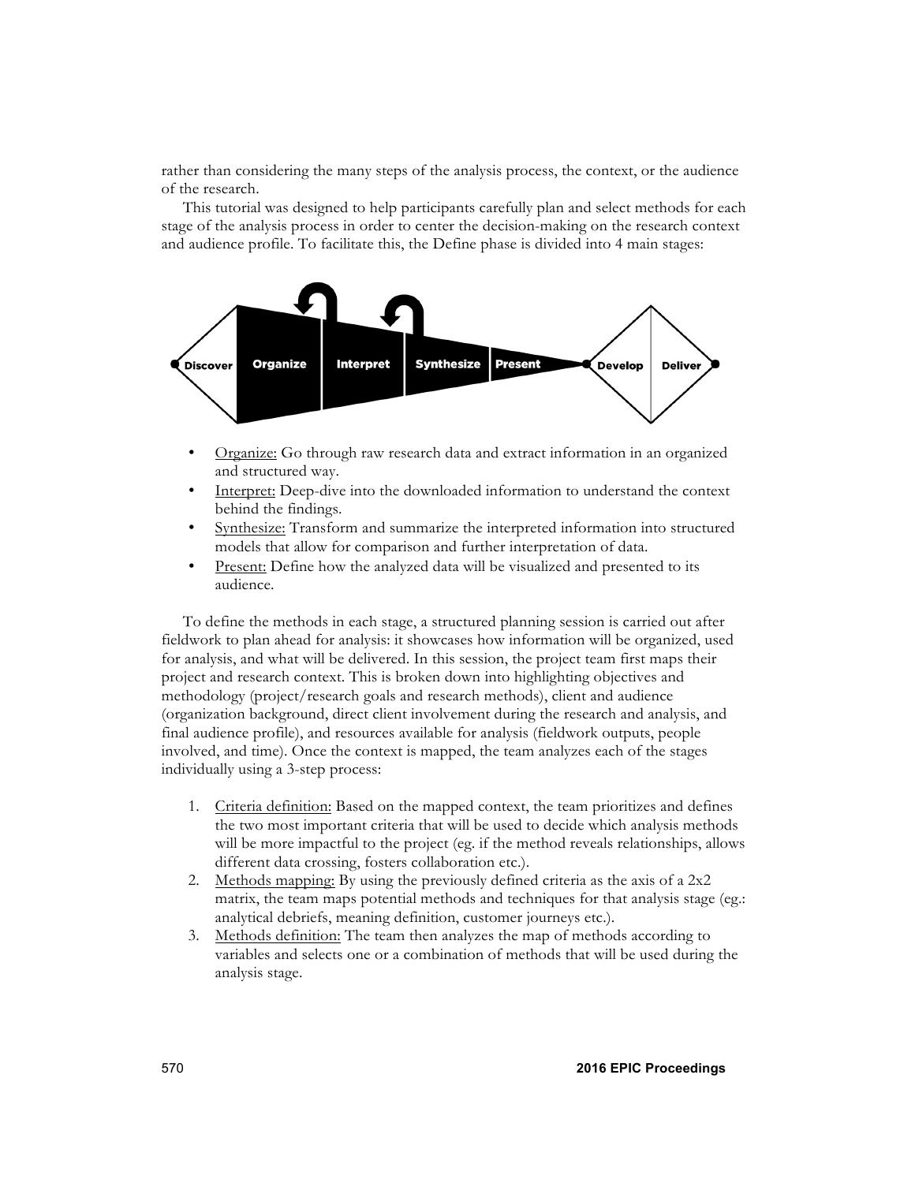rather than considering the many steps of the analysis process, the context, or the audience of the research.

This tutorial was designed to help participants carefully plan and select methods for each stage of the analysis process in order to center the decision-making on the research context and audience profile. To facilitate this, the Define phase is divided into 4 main stages:

- Organize: Go through raw research data and extract information in an organized and structured way.
- Interpret: Deep-dive into the downloaded information to understand the context behind the findings.
- Synthesize: Transform and summarize the interpreted information into structured models that allow for comparison and further interpretation of data.
- Present: Define how the analyzed data will be visualized and presented to its audience.

To define the methods in each stage, a structured planning session is carried out after fieldwork to plan ahead for analysis: it showcases how information will be organized, used for analysis, and what will be delivered. In this session, the project team first maps their project and research context. This is broken down into highlighting objectives and methodology (project/research goals and research methods), client and audience (organization background, direct client involvement during the research and analysis, and final audience profile), and resources available for analysis (fieldwork outputs, people involved, and time). Once the context is mapped, the team analyzes each of the stages individually using a 3-step process:

1. Criteria definition: Based on the mapped context, the team prioritizes and defines the two most important criteria that will be used to decide which analysis methods will be more impactful to the project (eg. if the method reveals relationships, allows different data crossing, fosters collaboration etc.).
2. Methods mapping: By using the previously defined criteria as the axis of a 2x2 matrix, the team maps potential methods and techniques for that analysis stage (eg.: analytical debriefs, meaning definition, customer journeys etc.).
3. Methods definition: The team then analyzes the map of methods according to variables and selects one or a combination of methods that will be used during the analysis stage.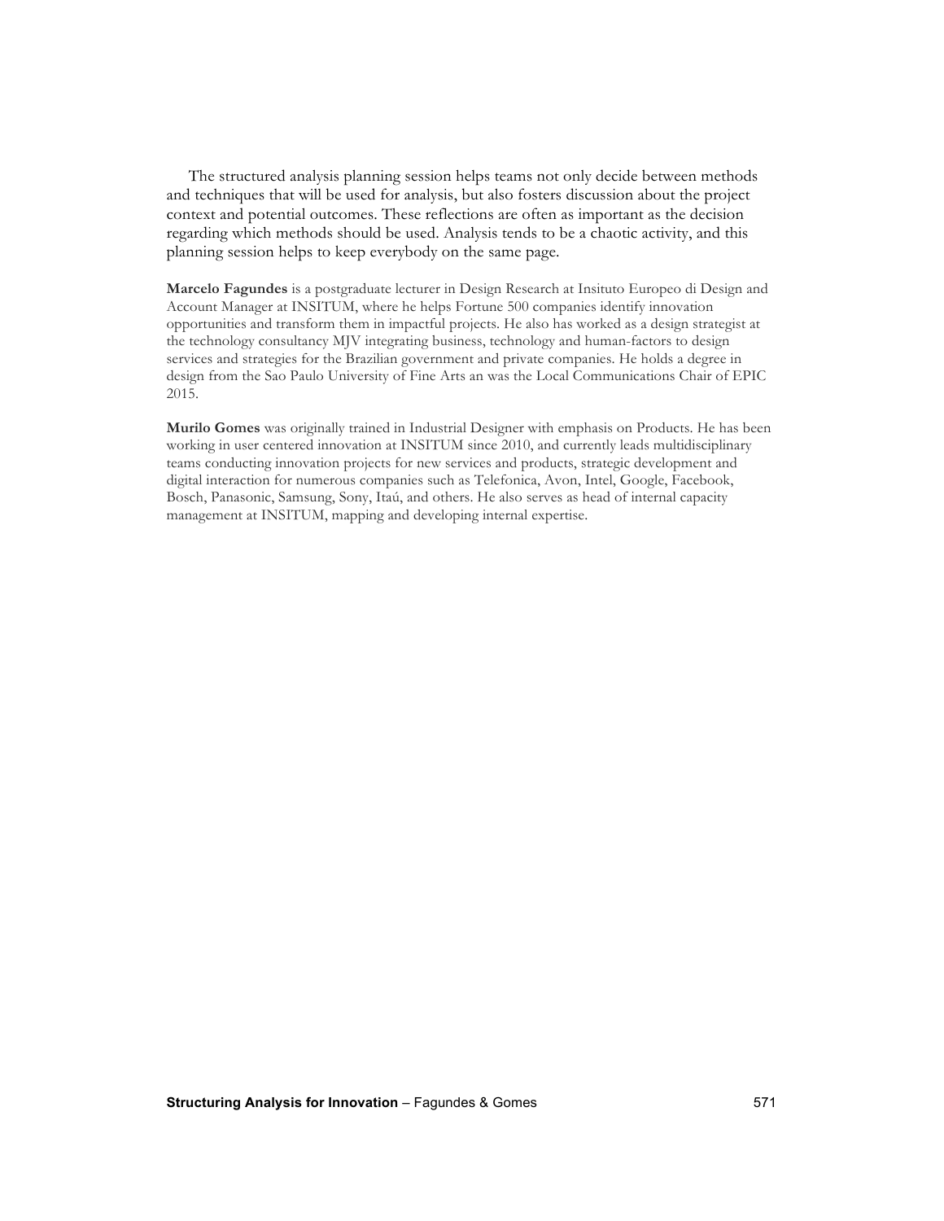The structured analysis planning session helps teams not only decide between methods and techniques that will be used for analysis, but also fosters discussion about the project context and potential outcomes. These reflections are often as important as the decision regarding which methods should be used. Analysis tends to be a chaotic activity, and this planning session helps to keep everybody on the same page.

**Marcelo Fagundes** is a postgraduate lecturer in Design Research at Insituto Europeo di Design and Account Manager at INSITUM, where he helps Fortune 500 companies identify innovation opportunities and transform them in impactful projects. He also has worked as a design strategist at the technology consultancy MJV integrating business, technology and human-factors to design services and strategies for the Brazilian government and private companies. He holds a degree in design from the Sao Paulo University of Fine Arts an was the Local Communications Chair of EPIC 2015.

**Murilo Gomes** was originally trained in Industrial Designer with emphasis on Products. He has been working in user centered innovation at INSITUM since 2010, and currently leads multidisciplinary teams conducting innovation projects for new services and products, strategic development and digital interaction for numerous companies such as Telefonica, Avon, Intel, Google, Facebook, Bosch, Panasonic, Samsung, Sony, Itaú, and others. He also serves as head of internal capacity management at INSITUM, mapping and developing internal expertise.